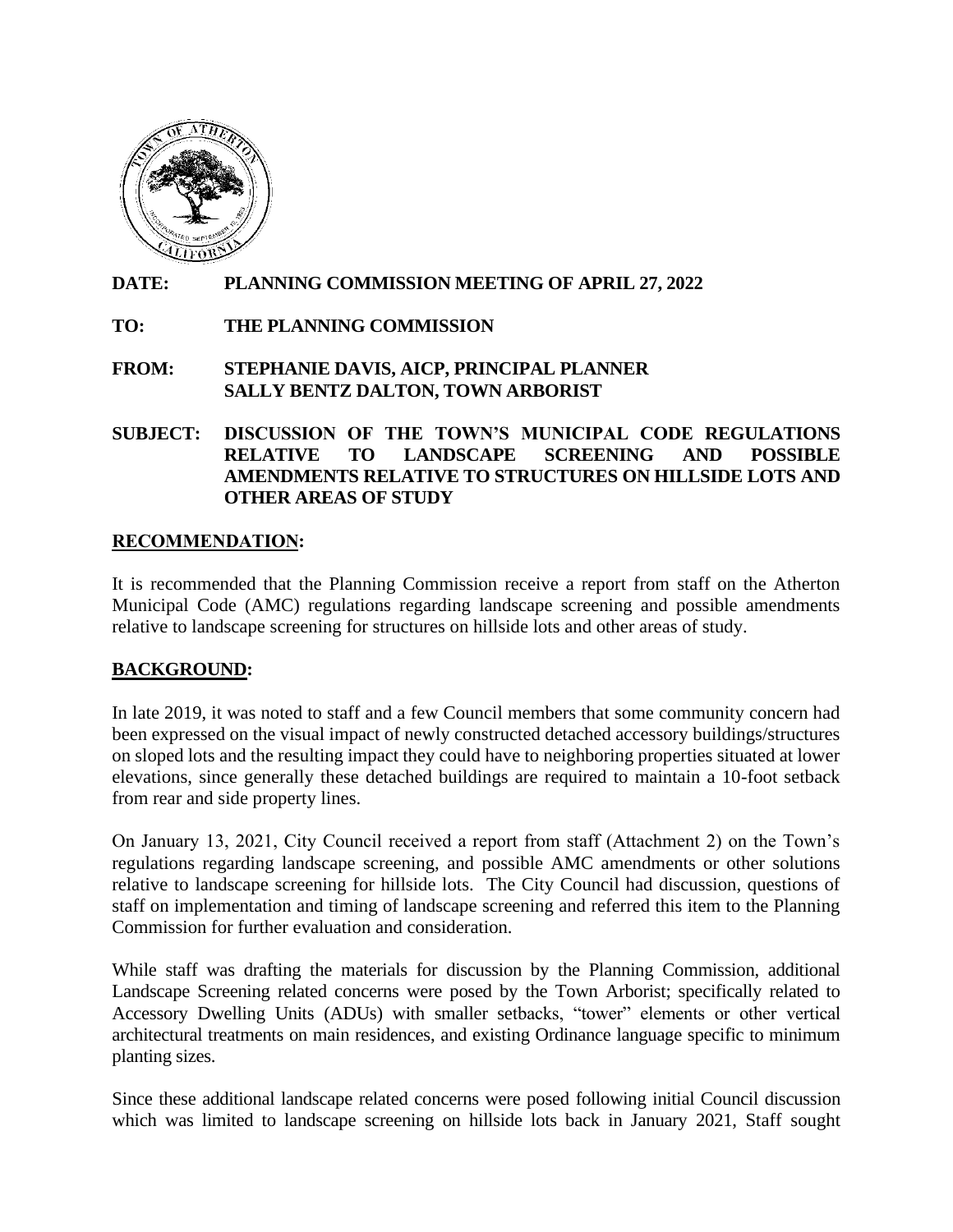**DATE: PLANNING COMMISSION MEETING OF APRIL 27, 2022**

**TO: THE PLANNING COMMISSION**

**FROM: STEPHANIE DAVIS, AICP, PRINCIPAL PLANNER**
**SALLY BENTZ DALTON, TOWN ARBORIST**

**SUBJECT: DISCUSSION OF THE TOWN'S MUNICIPAL CODE REGULATIONS RELATIVE TO LANDSCAPE SCREENING AND POSSIBLE AMENDMENTS RELATIVE TO STRUCTURES ON HILLSIDE LOTS AND OTHER AREAS OF STUDY**

## RECOMMENDATION:

It is recommended that the Planning Commission receive a report from staff on the Atherton Municipal Code (AMC) regulations regarding landscape screening and possible amendments relative to landscape screening for structures on hillside lots and other areas of study.

## BACKGROUND:

In late 2019, it was noted to staff and a few Council members that some community concern had been expressed on the visual impact of newly constructed detached accessory buildings/structures on sloped lots and the resulting impact they could have to neighboring properties situated at lower elevations, since generally these detached buildings are required to maintain a 10-foot setback from rear and side property lines.

On January 13, 2021, City Council received a report from staff (Attachment 2) on the Town's regulations regarding landscape screening, and possible AMC amendments or other solutions relative to landscape screening for hillside lots. The City Council had discussion, questions of staff on implementation and timing of landscape screening and referred this item to the Planning Commission for further evaluation and consideration.

While staff was drafting the materials for discussion by the Planning Commission, additional Landscape Screening related concerns were posed by the Town Arborist; specifically related to Accessory Dwelling Units (ADUs) with smaller setbacks, "tower" elements or other vertical architectural treatments on main residences, and existing Ordinance language specific to minimum planting sizes.

Since these additional landscape related concerns were posed following initial Council discussion which was limited to landscape screening on hillside lots back in January 2021, Staff sought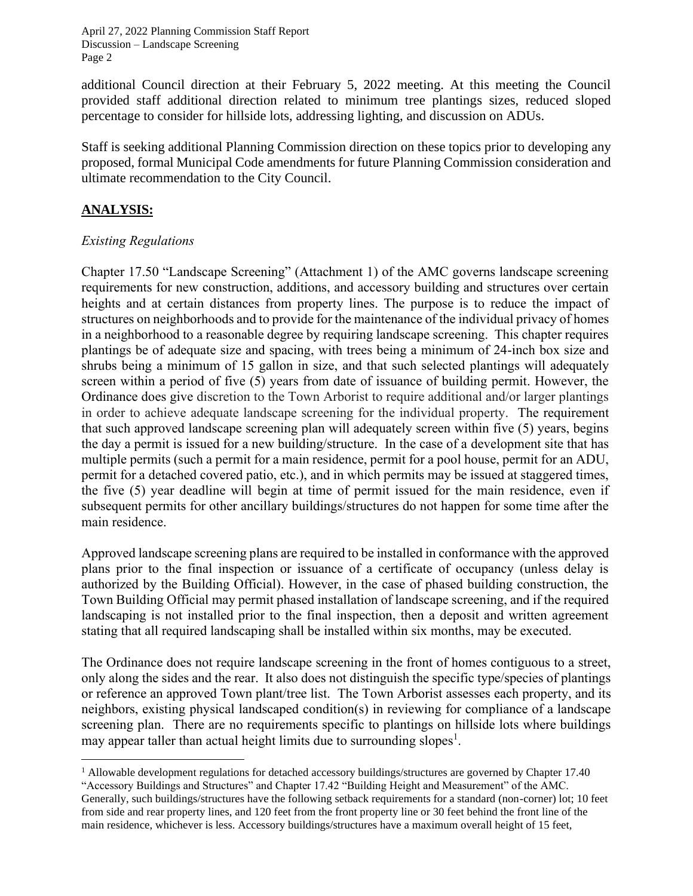additional Council direction at their February 5, 2022 meeting. At this meeting the Council provided staff additional direction related to minimum tree plantings sizes, reduced sloped percentage to consider for hillside lots, addressing lighting, and discussion on ADUs.

Staff is seeking additional Planning Commission direction on these topics prior to developing any proposed, formal Municipal Code amendments for future Planning Commission consideration and ultimate recommendation to the City Council.

## ANALYSIS:

*Existing Regulations*

Chapter 17.50 "Landscape Screening" (Attachment 1) of the AMC governs landscape screening requirements for new construction, additions, and accessory building and structures over certain heights and at certain distances from property lines. The purpose is to reduce the impact of structures on neighborhoods and to provide for the maintenance of the individual privacy of homes in a neighborhood to a reasonable degree by requiring landscape screening. This chapter requires plantings be of adequate size and spacing, with trees being a minimum of 24-inch box size and shrubs being a minimum of 15 gallon in size, and that such selected plantings will adequately screen within a period of five (5) years from date of issuance of building permit. However, the Ordinance does give discretion to the Town Arborist to require additional and/or larger plantings in order to achieve adequate landscape screening for the individual property. The requirement that such approved landscape screening plan will adequately screen within five (5) years, begins the day a permit is issued for a new building/structure. In the case of a development site that has multiple permits (such a permit for a main residence, permit for a pool house, permit for an ADU, permit for a detached covered patio, etc.), and in which permits may be issued at staggered times, the five (5) year deadline will begin at time of permit issued for the main residence, even if subsequent permits for other ancillary buildings/structures do not happen for some time after the main residence.

Approved landscape screening plans are required to be installed in conformance with the approved plans prior to the final inspection or issuance of a certificate of occupancy (unless delay is authorized by the Building Official). However, in the case of phased building construction, the Town Building Official may permit phased installation of landscape screening, and if the required landscaping is not installed prior to the final inspection, then a deposit and written agreement stating that all required landscaping shall be installed within six months, may be executed.

The Ordinance does not require landscape screening in the front of homes contiguous to a street, only along the sides and the rear. It also does not distinguish the specific type/species of plantings or reference an approved Town plant/tree list. The Town Arborist assesses each property, and its neighbors, existing physical landscaped condition(s) in reviewing for compliance of a landscape screening plan. There are no requirements specific to plantings on hillside lots where buildings may appear taller than actual height limits due to surrounding slopes[1].

[1] Allowable development regulations for detached accessory buildings/structures are governed by Chapter 17.40 "Accessory Buildings and Structures" and Chapter 17.42 "Building Height and Measurement" of the AMC. Generally, such buildings/structures have the following setback requirements for a standard (non-corner) lot; 10 feet from side and rear property lines, and 120 feet from the front property line or 30 feet behind the front line of the main residence, whichever is less. Accessory buildings/structures have a maximum overall height of 15 feet,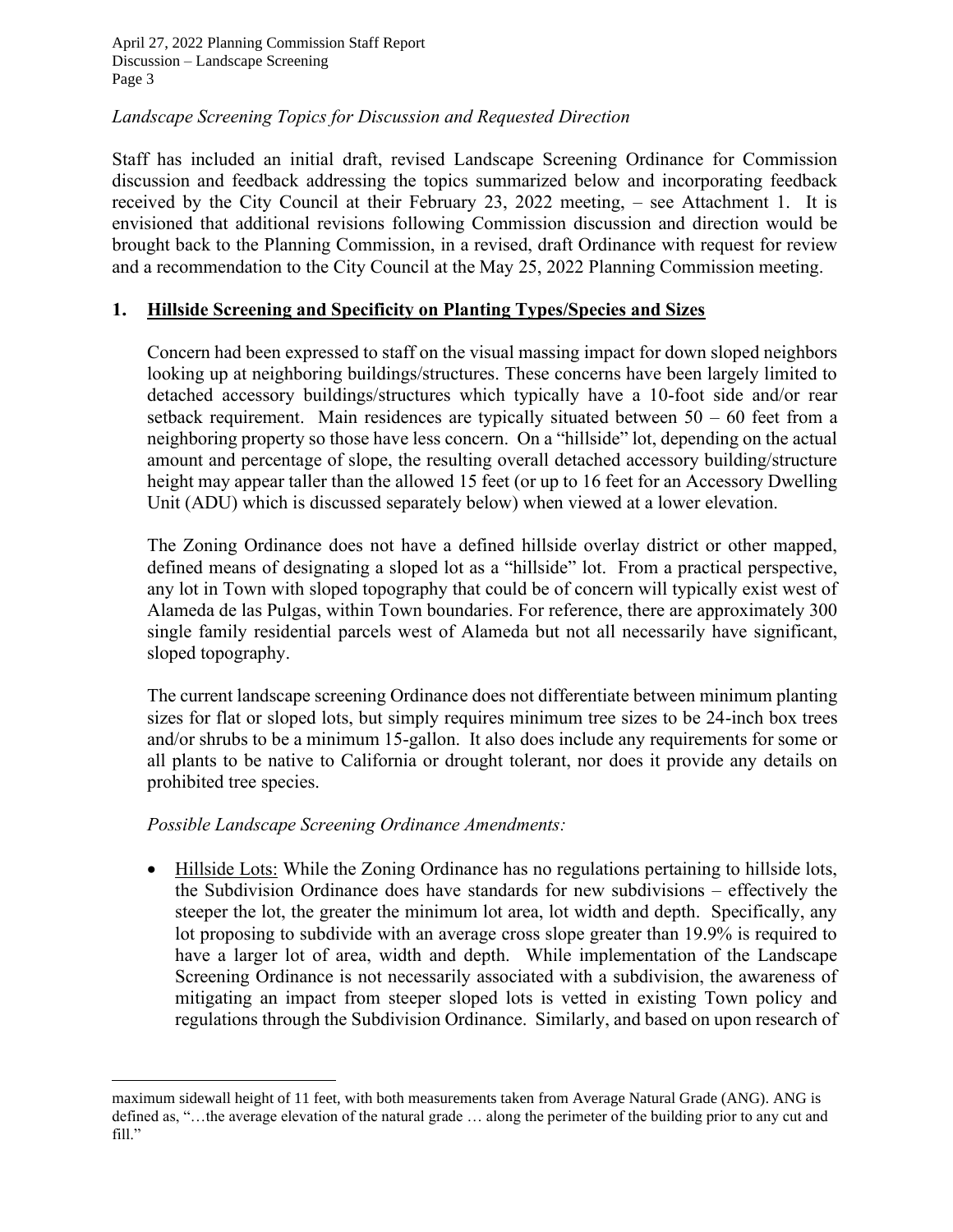*Landscape Screening Topics for Discussion and Requested Direction*

Staff has included an initial draft, revised Landscape Screening Ordinance for Commission discussion and feedback addressing the topics summarized below and incorporating feedback received by the City Council at their February 23, 2022 meeting, – see Attachment 1. It is envisioned that additional revisions following Commission discussion and direction would be brought back to the Planning Commission, in a revised, draft Ordinance with request for review and a recommendation to the City Council at the May 25, 2022 Planning Commission meeting.

## 1. Hillside Screening and Specificity on Planting Types/Species and Sizes

Concern had been expressed to staff on the visual massing impact for down sloped neighbors looking up at neighboring buildings/structures. These concerns have been largely limited to detached accessory buildings/structures which typically have a 10-foot side and/or rear setback requirement. Main residences are typically situated between 50 – 60 feet from a neighboring property so those have less concern. On a "hillside" lot, depending on the actual amount and percentage of slope, the resulting overall detached accessory building/structure height may appear taller than the allowed 15 feet (or up to 16 feet for an Accessory Dwelling Unit (ADU) which is discussed separately below) when viewed at a lower elevation.

The Zoning Ordinance does not have a defined hillside overlay district or other mapped, defined means of designating a sloped lot as a "hillside" lot. From a practical perspective, any lot in Town with sloped topography that could be of concern will typically exist west of Alameda de las Pulgas, within Town boundaries. For reference, there are approximately 300 single family residential parcels west of Alameda but not all necessarily have significant, sloped topography.

The current landscape screening Ordinance does not differentiate between minimum planting sizes for flat or sloped lots, but simply requires minimum tree sizes to be 24-inch box trees and/or shrubs to be a minimum 15-gallon. It also does include any requirements for some or all plants to be native to California or drought tolerant, nor does it provide any details on prohibited tree species.

*Possible Landscape Screening Ordinance Amendments:*

- Hillside Lots: While the Zoning Ordinance has no regulations pertaining to hillside lots, the Subdivision Ordinance does have standards for new subdivisions – effectively the steeper the lot, the greater the minimum lot area, lot width and depth. Specifically, any lot proposing to subdivide with an average cross slope greater than 19.9% is required to have a larger lot of area, width and depth. While implementation of the Landscape Screening Ordinance is not necessarily associated with a subdivision, the awareness of mitigating an impact from steeper sloped lots is vetted in existing Town policy and regulations through the Subdivision Ordinance. Similarly, and based on upon research of

---

maximum sidewall height of 11 feet, with both measurements taken from Average Natural Grade (ANG). ANG is defined as, "…the average elevation of the natural grade … along the perimeter of the building prior to any cut and fill."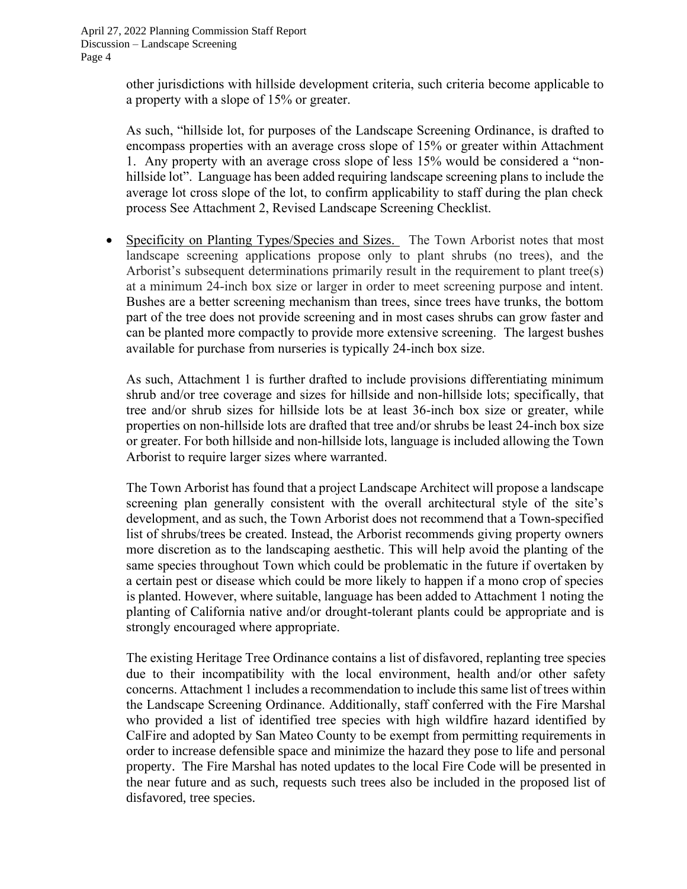other jurisdictions with hillside development criteria, such criteria become applicable to a property with a slope of 15% or greater.

As such, "hillside lot, for purposes of the Landscape Screening Ordinance, is drafted to encompass properties with an average cross slope of 15% or greater within Attachment 1. Any property with an average cross slope of less 15% would be considered a "non-hillside lot". Language has been added requiring landscape screening plans to include the average lot cross slope of the lot, to confirm applicability to staff during the plan check process See Attachment 2, Revised Landscape Screening Checklist.

- Specificity on Planting Types/Species and Sizes. The Town Arborist notes that most landscape screening applications propose only to plant shrubs (no trees), and the Arborist's subsequent determinations primarily result in the requirement to plant tree(s) at a minimum 24-inch box size or larger in order to meet screening purpose and intent. Bushes are a better screening mechanism than trees, since trees have trunks, the bottom part of the tree does not provide screening and in most cases shrubs can grow faster and can be planted more compactly to provide more extensive screening. The largest bushes available for purchase from nurseries is typically 24-inch box size.

  As such, Attachment 1 is further drafted to include provisions differentiating minimum shrub and/or tree coverage and sizes for hillside and non-hillside lots; specifically, that tree and/or shrub sizes for hillside lots be at least 36-inch box size or greater, while properties on non-hillside lots are drafted that tree and/or shrubs be least 24-inch box size or greater. For both hillside and non-hillside lots, language is included allowing the Town Arborist to require larger sizes where warranted.

  The Town Arborist has found that a project Landscape Architect will propose a landscape screening plan generally consistent with the overall architectural style of the site's development, and as such, the Town Arborist does not recommend that a Town-specified list of shrubs/trees be created. Instead, the Arborist recommends giving property owners more discretion as to the landscaping aesthetic. This will help avoid the planting of the same species throughout Town which could be problematic in the future if overtaken by a certain pest or disease which could be more likely to happen if a mono crop of species is planted. However, where suitable, language has been added to Attachment 1 noting the planting of California native and/or drought-tolerant plants could be appropriate and is strongly encouraged where appropriate.

  The existing Heritage Tree Ordinance contains a list of disfavored, replanting tree species due to their incompatibility with the local environment, health and/or other safety concerns. Attachment 1 includes a recommendation to include this same list of trees within the Landscape Screening Ordinance. Additionally, staff conferred with the Fire Marshal who provided a list of identified tree species with high wildfire hazard identified by CalFire and adopted by San Mateo County to be exempt from permitting requirements in order to increase defensible space and minimize the hazard they pose to life and personal property. The Fire Marshal has noted updates to the local Fire Code will be presented in the near future and as such, requests such trees also be included in the proposed list of disfavored, tree species.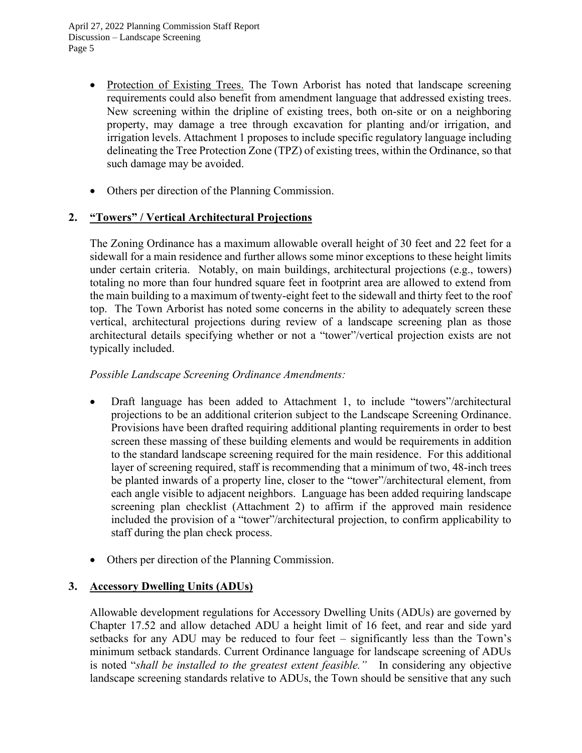- Protection of Existing Trees. The Town Arborist has noted that landscape screening requirements could also benefit from amendment language that addressed existing trees. New screening within the dripline of existing trees, both on-site or on a neighboring property, may damage a tree through excavation for planting and/or irrigation, and irrigation levels. Attachment 1 proposes to include specific regulatory language including delineating the Tree Protection Zone (TPZ) of existing trees, within the Ordinance, so that such damage may be avoided.

- Others per direction of the Planning Commission.

## 2. "Towers" / Vertical Architectural Projections

The Zoning Ordinance has a maximum allowable overall height of 30 feet and 22 feet for a sidewall for a main residence and further allows some minor exceptions to these height limits under certain criteria. Notably, on main buildings, architectural projections (e.g., towers) totaling no more than four hundred square feet in footprint area are allowed to extend from the main building to a maximum of twenty-eight feet to the sidewall and thirty feet to the roof top. The Town Arborist has noted some concerns in the ability to adequately screen these vertical, architectural projections during review of a landscape screening plan as those architectural details specifying whether or not a "tower"/vertical projection exists are not typically included.

*Possible Landscape Screening Ordinance Amendments:*

- Draft language has been added to Attachment 1, to include "towers"/architectural projections to be an additional criterion subject to the Landscape Screening Ordinance. Provisions have been drafted requiring additional planting requirements in order to best screen these massing of these building elements and would be requirements in addition to the standard landscape screening required for the main residence. For this additional layer of screening required, staff is recommending that a minimum of two, 48-inch trees be planted inwards of a property line, closer to the "tower"/architectural element, from each angle visible to adjacent neighbors. Language has been added requiring landscape screening plan checklist (Attachment 2) to affirm if the approved main residence included the provision of a "tower"/architectural projection, to confirm applicability to staff during the plan check process.

- Others per direction of the Planning Commission.

## 3. Accessory Dwelling Units (ADUs)

Allowable development regulations for Accessory Dwelling Units (ADUs) are governed by Chapter 17.52 and allow detached ADU a height limit of 16 feet, and rear and side yard setbacks for any ADU may be reduced to four feet – significantly less than the Town's minimum setback standards. Current Ordinance language for landscape screening of ADUs is noted "*shall be installed to the greatest extent feasible.*" In considering any objective landscape screening standards relative to ADUs, the Town should be sensitive that any such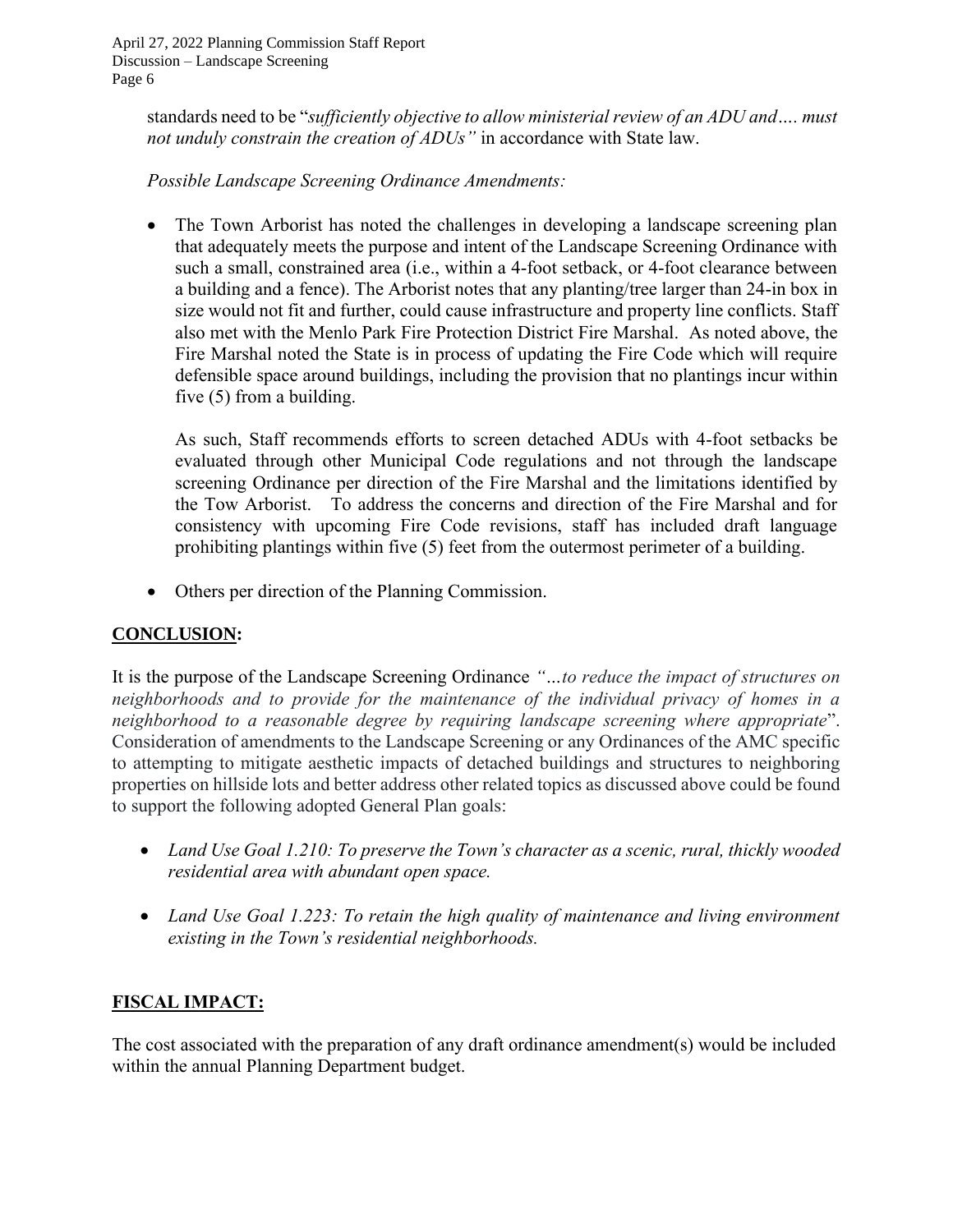standards need to be "*sufficiently objective to allow ministerial review of an ADU and…. must not unduly constrain the creation of ADUs"* in accordance with State law.

*Possible Landscape Screening Ordinance Amendments:*

- The Town Arborist has noted the challenges in developing a landscape screening plan that adequately meets the purpose and intent of the Landscape Screening Ordinance with such a small, constrained area (i.e., within a 4-foot setback, or 4-foot clearance between a building and a fence). The Arborist notes that any planting/tree larger than 24-in box in size would not fit and further, could cause infrastructure and property line conflicts. Staff also met with the Menlo Park Fire Protection District Fire Marshal. As noted above, the Fire Marshal noted the State is in process of updating the Fire Code which will require defensible space around buildings, including the provision that no plantings incur within five (5) from a building.

  As such, Staff recommends efforts to screen detached ADUs with 4-foot setbacks be evaluated through other Municipal Code regulations and not through the landscape screening Ordinance per direction of the Fire Marshal and the limitations identified by the Tow Arborist. To address the concerns and direction of the Fire Marshal and for consistency with upcoming Fire Code revisions, staff has included draft language prohibiting plantings within five (5) feet from the outermost perimeter of a building.

- Others per direction of the Planning Commission.

## CONCLUSION:

It is the purpose of the Landscape Screening Ordinance *"…to reduce the impact of structures on neighborhoods and to provide for the maintenance of the individual privacy of homes in a neighborhood to a reasonable degree by requiring landscape screening where appropriate*". Consideration of amendments to the Landscape Screening or any Ordinances of the AMC specific to attempting to mitigate aesthetic impacts of detached buildings and structures to neighboring properties on hillside lots and better address other related topics as discussed above could be found to support the following adopted General Plan goals:

- *Land Use Goal 1.210: To preserve the Town's character as a scenic, rural, thickly wooded residential area with abundant open space.*

- *Land Use Goal 1.223: To retain the high quality of maintenance and living environment existing in the Town's residential neighborhoods.*

## FISCAL IMPACT:

The cost associated with the preparation of any draft ordinance amendment(s) would be included within the annual Planning Department budget.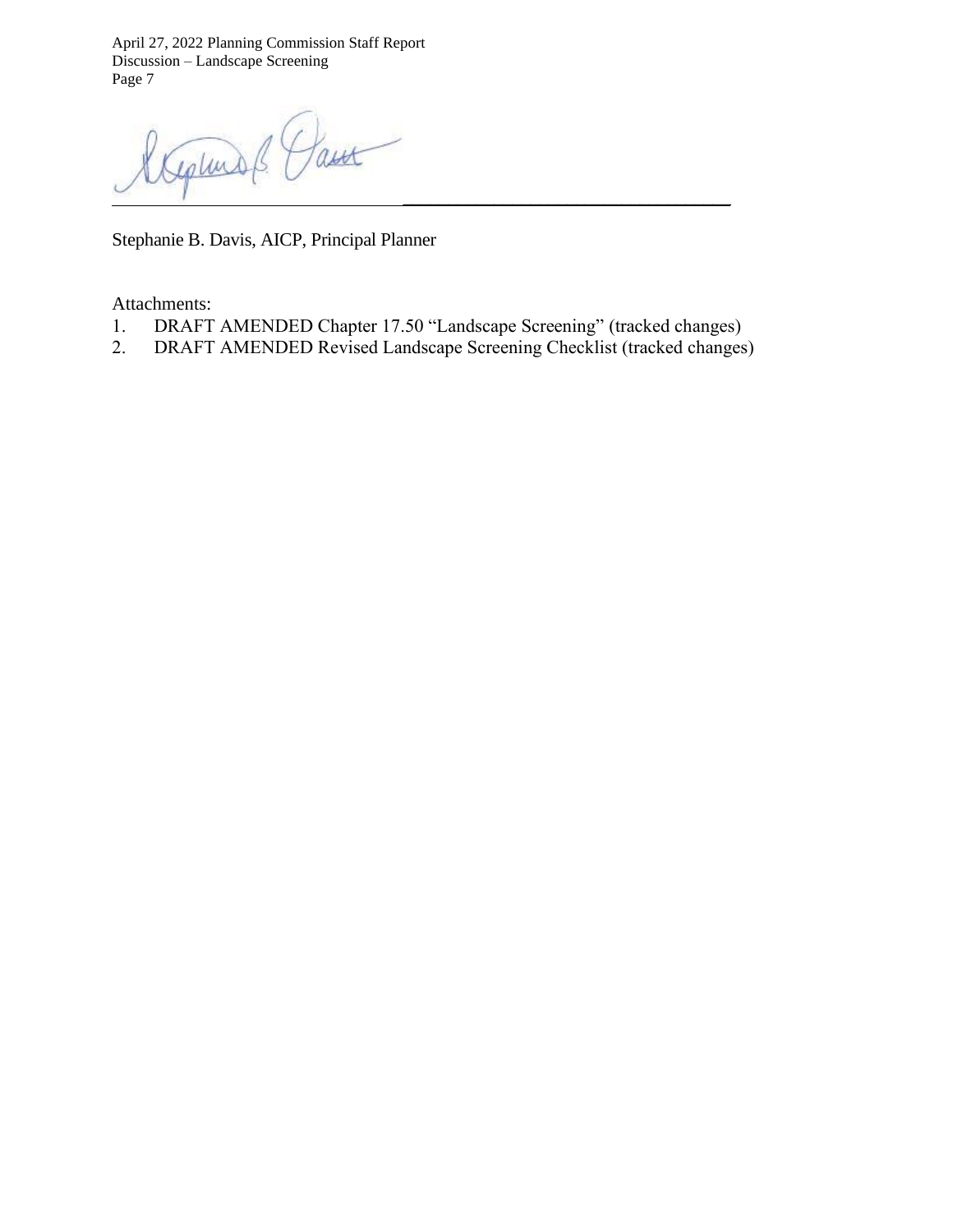Stephanie B. Davis, AICP, Principal Planner

Attachments:

1. DRAFT AMENDED Chapter 17.50 “Landscape Screening” (tracked changes)
2. DRAFT AMENDED Revised Landscape Screening Checklist (tracked changes)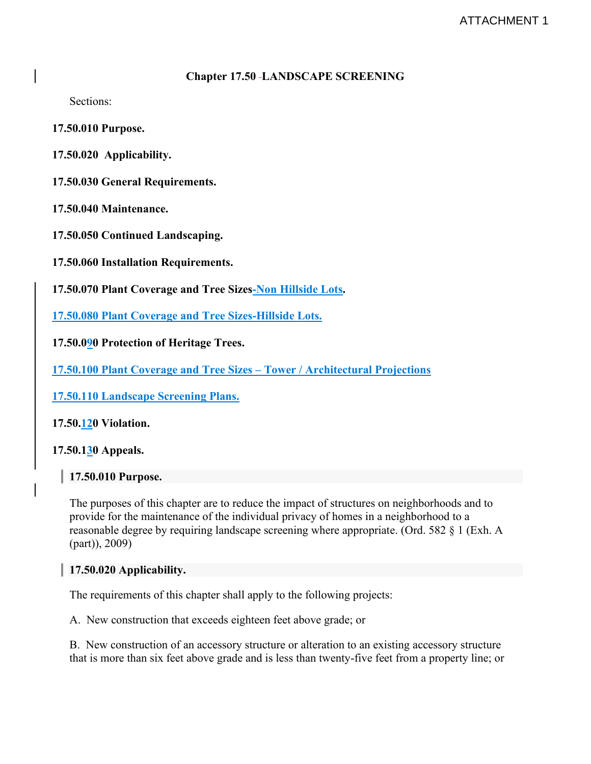ATTACHMENT 1

# Chapter 17.50 LANDSCAPE SCREENING

Sections:

**17.50.010 Purpose.**

**17.50.020 Applicability.**

**17.50.030 General Requirements.**

**17.50.040 Maintenance.**

**17.50.050 Continued Landscaping.**

**17.50.060 Installation Requirements.**

**17.50.070 Plant Coverage and Tree Sizes-Non Hillside Lots.**

**17.50.080 Plant Coverage and Tree Sizes-Hillside Lots.**

**17.50.090 Protection of Heritage Trees.**

**17.50.100 Plant Coverage and Tree Sizes – Tower / Architectural Projections**

**17.50.110 Landscape Screening Plans.**

**17.50.120 Violation.**

**17.50.130 Appeals.**

## 17.50.010 Purpose.

The purposes of this chapter are to reduce the impact of structures on neighborhoods and to provide for the maintenance of the individual privacy of homes in a neighborhood to a reasonable degree by requiring landscape screening where appropriate. (Ord. 582 § 1 (Exh. A (part)), 2009)

## 17.50.020 Applicability.

The requirements of this chapter shall apply to the following projects:

A. New construction that exceeds eighteen feet above grade; or

B. New construction of an accessory structure or alteration to an existing accessory structure that is more than six feet above grade and is less than twenty-five feet from a property line; or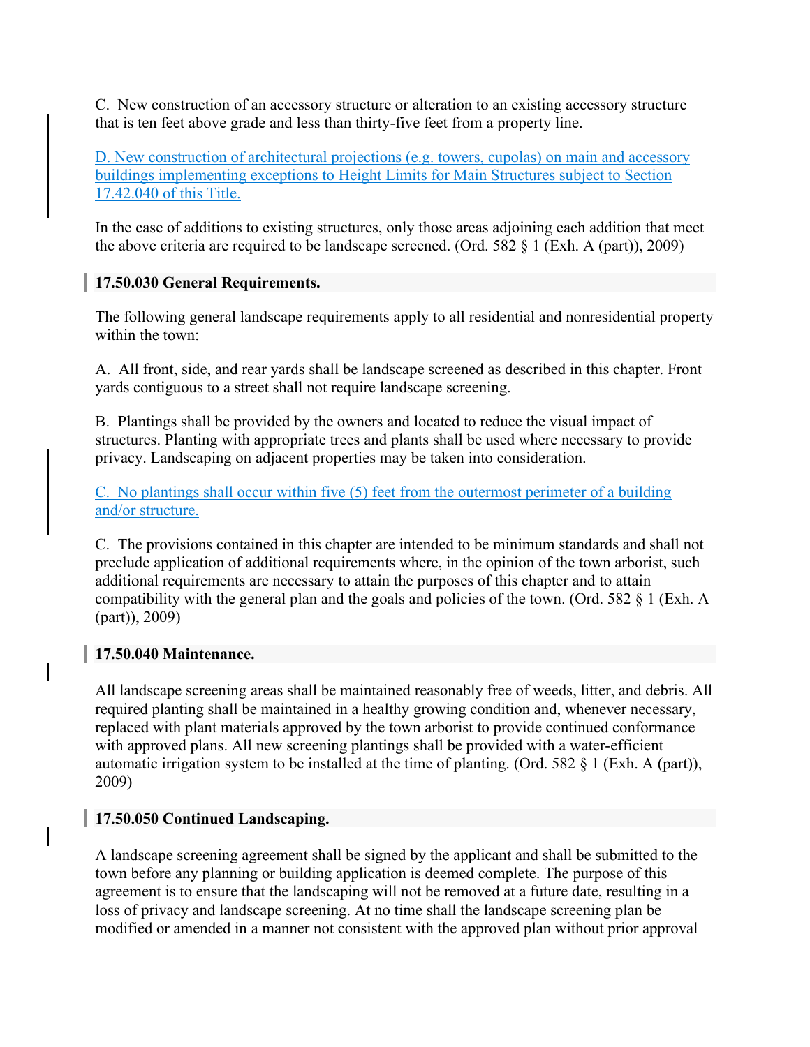C. New construction of an accessory structure or alteration to an existing accessory structure that is ten feet above grade and less than thirty-five feet from a property line.

D. New construction of architectural projections (e.g. towers, cupolas) on main and accessory buildings implementing exceptions to Height Limits for Main Structures subject to Section 17.42.040 of this Title.

In the case of additions to existing structures, only those areas adjoining each addition that meet the above criteria are required to be landscape screened. (Ord. 582 § 1 (Exh. A (part)), 2009)

### 17.50.030 General Requirements.

The following general landscape requirements apply to all residential and nonresidential property within the town:

A. All front, side, and rear yards shall be landscape screened as described in this chapter. Front yards contiguous to a street shall not require landscape screening.

B. Plantings shall be provided by the owners and located to reduce the visual impact of structures. Planting with appropriate trees and plants shall be used where necessary to provide privacy. Landscaping on adjacent properties may be taken into consideration.

C. No plantings shall occur within five (5) feet from the outermost perimeter of a building and/or structure.

C. The provisions contained in this chapter are intended to be minimum standards and shall not preclude application of additional requirements where, in the opinion of the town arborist, such additional requirements are necessary to attain the purposes of this chapter and to attain compatibility with the general plan and the goals and policies of the town. (Ord. 582 § 1 (Exh. A (part)), 2009)

### 17.50.040 Maintenance.

All landscape screening areas shall be maintained reasonably free of weeds, litter, and debris. All required planting shall be maintained in a healthy growing condition and, whenever necessary, replaced with plant materials approved by the town arborist to provide continued conformance with approved plans. All new screening plantings shall be provided with a water-efficient automatic irrigation system to be installed at the time of planting. (Ord. 582 § 1 (Exh. A (part)), 2009)

### 17.50.050 Continued Landscaping.

A landscape screening agreement shall be signed by the applicant and shall be submitted to the town before any planning or building application is deemed complete. The purpose of this agreement is to ensure that the landscaping will not be removed at a future date, resulting in a loss of privacy and landscape screening. At no time shall the landscape screening plan be modified or amended in a manner not consistent with the approved plan without prior approval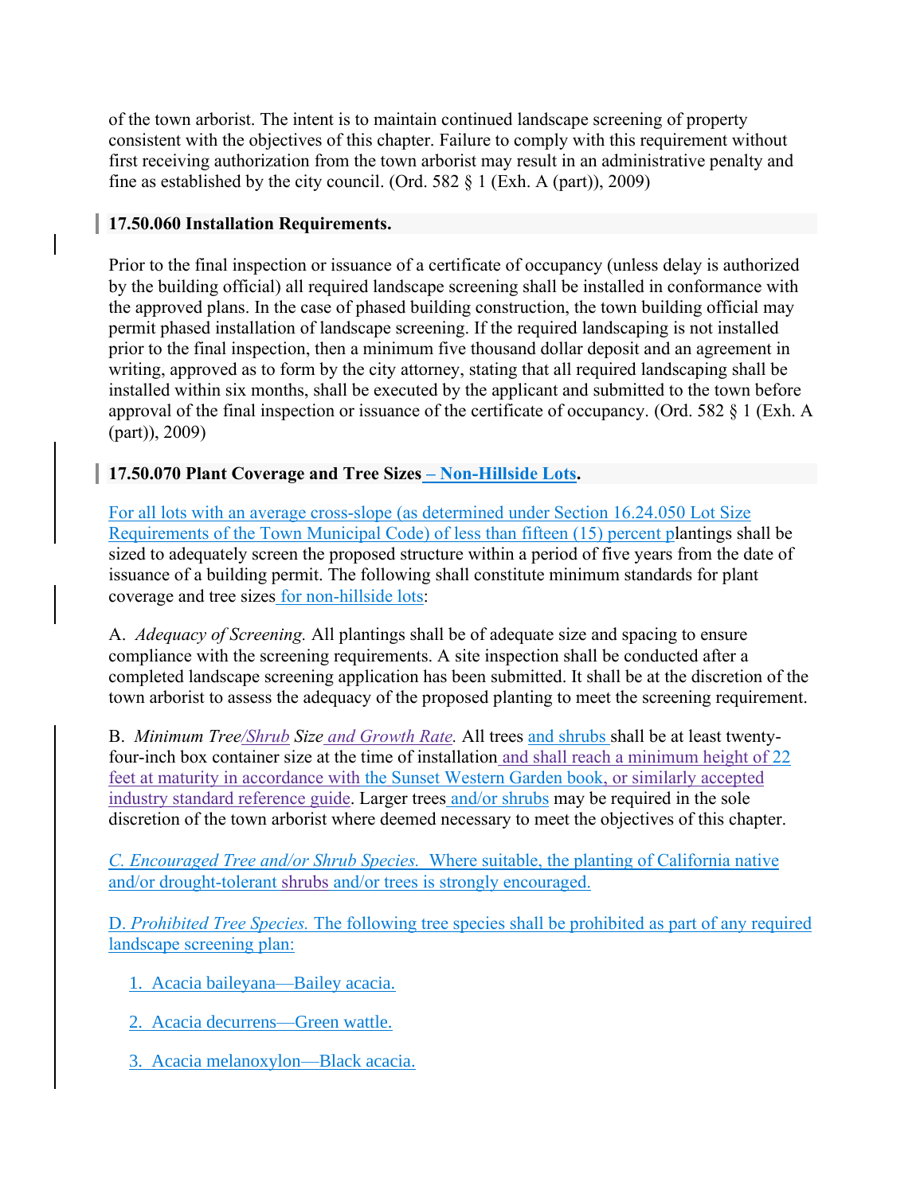of the town arborist. The intent is to maintain continued landscape screening of property consistent with the objectives of this chapter. Failure to comply with this requirement without first receiving authorization from the town arborist may result in an administrative penalty and fine as established by the city council. (Ord. 582 § 1 (Exh. A (part)), 2009)

### 17.50.060 Installation Requirements.

Prior to the final inspection or issuance of a certificate of occupancy (unless delay is authorized by the building official) all required landscape screening shall be installed in conformance with the approved plans. In the case of phased building construction, the town building official may permit phased installation of landscape screening. If the required landscaping is not installed prior to the final inspection, then a minimum five thousand dollar deposit and an agreement in writing, approved as to form by the city attorney, stating that all required landscaping shall be installed within six months, shall be executed by the applicant and submitted to the town before approval of the final inspection or issuance of the certificate of occupancy. (Ord. 582 § 1 (Exh. A (part)), 2009)

### 17.50.070 Plant Coverage and Tree Sizes – Non-Hillside Lots.

For all lots with an average cross-slope (as determined under Section 16.24.050 Lot Size Requirements of the Town Municipal Code) of less than fifteen (15) percent plantings shall be sized to adequately screen the proposed structure within a period of five years from the date of issuance of a building permit. The following shall constitute minimum standards for plant coverage and tree sizes for non-hillside lots:

A. *Adequacy of Screening.* All plantings shall be of adequate size and spacing to ensure compliance with the screening requirements. A site inspection shall be conducted after a completed landscape screening application has been submitted. It shall be at the discretion of the town arborist to assess the adequacy of the proposed planting to meet the screening requirement.

B. *Minimum Tree/Shrub Size and Growth Rate.* All trees and shrubs shall be at least twenty-four-inch box container size at the time of installation and shall reach a minimum height of 22 feet at maturity in accordance with the Sunset Western Garden book, or similarly accepted industry standard reference guide. Larger trees and/or shrubs may be required in the sole discretion of the town arborist where deemed necessary to meet the objectives of this chapter.

*C. Encouraged Tree and/or Shrub Species.* Where suitable, the planting of California native and/or drought-tolerant shrubs and/or trees is strongly encouraged.

D. *Prohibited Tree Species.* The following tree species shall be prohibited as part of any required landscape screening plan:

1. Acacia baileyana—Bailey acacia.
2. Acacia decurrens—Green wattle.
3. Acacia melanoxylon—Black acacia.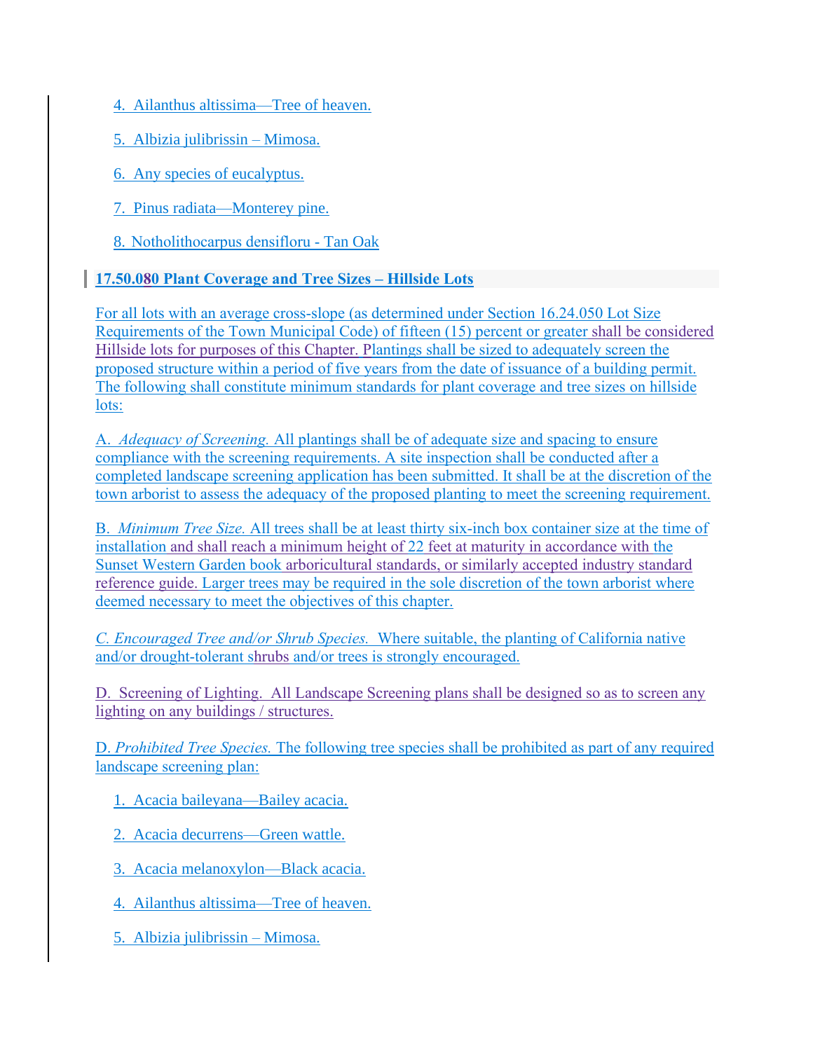4. Ailanthus altissima—Tree of heaven.

5. Albizia julibrissin – Mimosa.

6. Any species of eucalyptus.

7. Pinus radiata—Monterey pine.

8. Notholithocarpus densifloru - Tan Oak

**17.50.080 Plant Coverage and Tree Sizes – Hillside Lots**

For all lots with an average cross-slope (as determined under Section 16.24.050 Lot Size Requirements of the Town Municipal Code) of fifteen (15) percent or greater shall be considered Hillside lots for purposes of this Chapter. Plantings shall be sized to adequately screen the proposed structure within a period of five years from the date of issuance of a building permit. The following shall constitute minimum standards for plant coverage and tree sizes on hillside lots:

A. *Adequacy of Screening.* All plantings shall be of adequate size and spacing to ensure compliance with the screening requirements. A site inspection shall be conducted after a completed landscape screening application has been submitted. It shall be at the discretion of the town arborist to assess the adequacy of the proposed planting to meet the screening requirement.

B. *Minimum Tree Size.* All trees shall be at least thirty six-inch box container size at the time of installation and shall reach a minimum height of 22 feet at maturity in accordance with the Sunset Western Garden book arboricultural standards, or similarly accepted industry standard reference guide. Larger trees may be required in the sole discretion of the town arborist where deemed necessary to meet the objectives of this chapter.

*C. Encouraged Tree and/or Shrub Species.* Where suitable, the planting of California native and/or drought-tolerant shrubs and/or trees is strongly encouraged.

D. Screening of Lighting. All Landscape Screening plans shall be designed so as to screen any lighting on any buildings / structures.

D. *Prohibited Tree Species.* The following tree species shall be prohibited as part of any required landscape screening plan:

1. Acacia baileyana—Bailey acacia.

2. Acacia decurrens—Green wattle.

3. Acacia melanoxylon—Black acacia.

4. Ailanthus altissima—Tree of heaven.

5. Albizia julibrissin – Mimosa.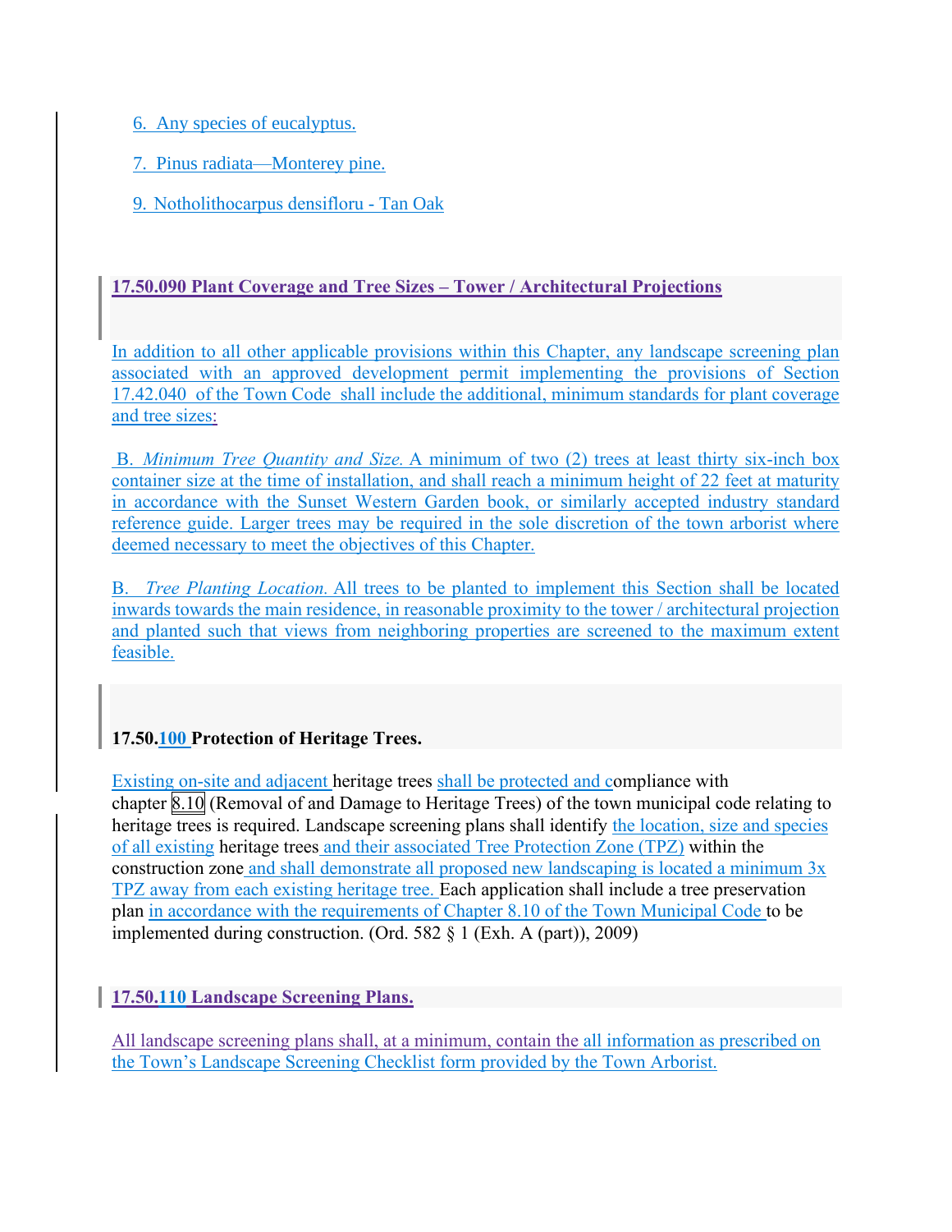6. Any species of eucalyptus.

7. Pinus radiata—Monterey pine.

9. Notholithocarpus densifloru - Tan Oak

### 17.50.090 Plant Coverage and Tree Sizes – Tower / Architectural Projections

In addition to all other applicable provisions within this Chapter, any landscape screening plan associated with an approved development permit implementing the provisions of Section 17.42.040 of the Town Code shall include the additional, minimum standards for plant coverage and tree sizes:

B. *Minimum Tree Quantity and Size.* A minimum of two (2) trees at least thirty six-inch box container size at the time of installation, and shall reach a minimum height of 22 feet at maturity in accordance with the Sunset Western Garden book, or similarly accepted industry standard reference guide. Larger trees may be required in the sole discretion of the town arborist where deemed necessary to meet the objectives of this Chapter.

B. *Tree Planting Location.* All trees to be planted to implement this Section shall be located inwards towards the main residence, in reasonable proximity to the tower / architectural projection and planted such that views from neighboring properties are screened to the maximum extent feasible.

### 17.50.100 Protection of Heritage Trees.

Existing on-site and adjacent heritage trees shall be protected and compliance with chapter 8.10 (Removal of and Damage to Heritage Trees) of the town municipal code relating to heritage trees is required. Landscape screening plans shall identify the location, size and species of all existing heritage trees and their associated Tree Protection Zone (TPZ) within the construction zone and shall demonstrate all proposed new landscaping is located a minimum 3x TPZ away from each existing heritage tree. Each application shall include a tree preservation plan in accordance with the requirements of Chapter 8.10 of the Town Municipal Code to be implemented during construction. (Ord. 582 § 1 (Exh. A (part)), 2009)

### 17.50.110 Landscape Screening Plans.

All landscape screening plans shall, at a minimum, contain the all information as prescribed on the Town's Landscape Screening Checklist form provided by the Town Arborist.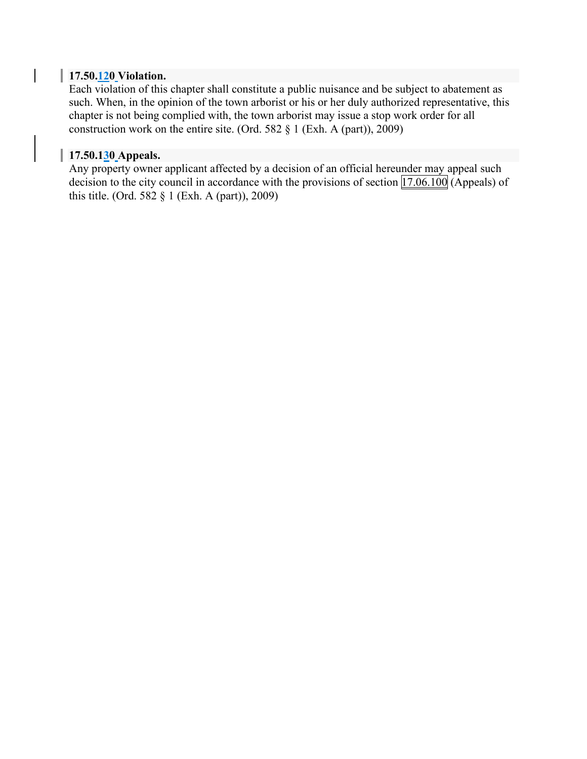**17.50.120 Violation.**

Each violation of this chapter shall constitute a public nuisance and be subject to abatement as such. When, in the opinion of the town arborist or his or her duly authorized representative, this chapter is not being complied with, the town arborist may issue a stop work order for all construction work on the entire site. (Ord. 582 § 1 (Exh. A (part)), 2009)

**17.50.130 Appeals.**

Any property owner applicant affected by a decision of an official hereunder may appeal such decision to the city council in accordance with the provisions of section 17.06.100 (Appeals) of this title. (Ord. 582 § 1 (Exh. A (part)), 2009)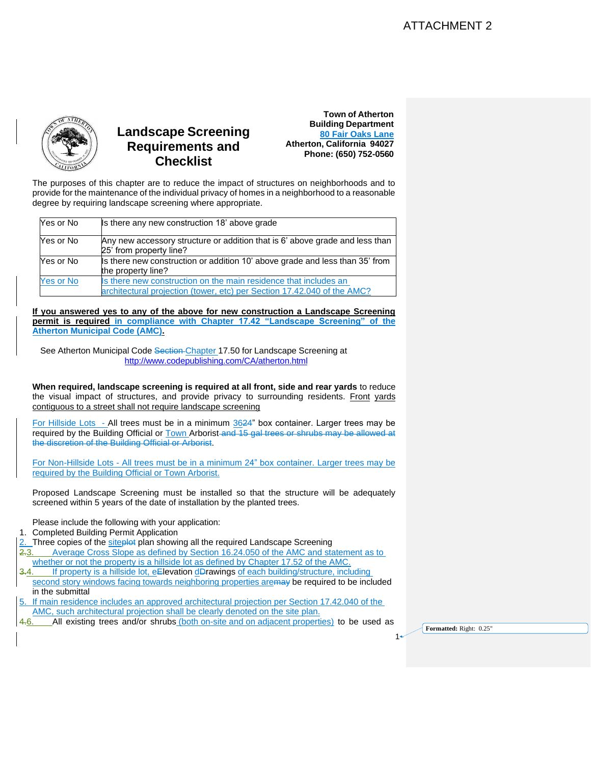ATTACHMENT 2

# Landscape Screening Requirements and Checklist

**Town of Atherton**
**Building Department**
**80 Fair Oaks Lane**
**Atherton, California 94027**
**Phone: (650) 752-0560**

The purposes of this chapter are to reduce the impact of structures on neighborhoods and to provide for the maintenance of the individual privacy of homes in a neighborhood to a reasonable degree by requiring landscape screening where appropriate.

| | |
|---|---|
| Yes or No | Is there any new construction 18' above grade |
| Yes or No | Any new accessory structure or addition that is 6' above grade and less than 25' from property line? |
| Yes or No | Is there new construction or addition 10' above grade and less than 35' from the property line? |
| Yes or No | Is there new construction on the main residence that includes an architectural projection (tower, etc) per Section 17.42.040 of the AMC? |

**If you answered yes to any of the above for new construction a Landscape Screening permit is required in compliance with Chapter 17.42 "Landscape Screening" of the Atherton Municipal Code (AMC).**

See Atherton Municipal Code ~~Section~~ Chapter 17.50 for Landscape Screening at http://www.codepublishing.com/CA/atherton.html

**When required, landscape screening is required at all front, side and rear yards** to reduce the visual impact of structures, and provide privacy to surrounding residents. Front yards contiguous to a street shall not require landscape screening

For Hillside Lots - All trees must be in a minimum 36~~24~~" box container. Larger trees may be required by the Building Official or Town Arborist ~~and 15 gal trees or shrubs may be allowed at the discretion of the Building Official or Arborist~~.

For Non-Hillside Lots - All trees must be in a minimum 24" box container. Larger trees may be required by the Building Official or Town Arborist.

Proposed Landscape Screening must be installed so that the structure will be adequately screened within 5 years of the date of installation by the planted trees.

Please include the following with your application:

1. Completed Building Permit Application
2. Three copies of the site~~plot~~ plan showing all the required Landscape Screening
3. Average Cross Slope as defined by Section 16.24.050 of the AMC and statement as to whether or not the property is a hillside lot as defined by Chapter 17.52 of the AMC.
4. If property is a hillside lot, e~~E~~levation d~~D~~rawings of each building/structure, including second story windows facing towards neighboring properties are~~may~~ be required to be included in the submittal
5. If main residence includes an approved architectural projection per Section 17.42.040 of the AMC, such architectural projection shall be clearly denoted on the site plan.
6. All existing trees and/or shrubs (both on-site and on adjacent properties) to be used as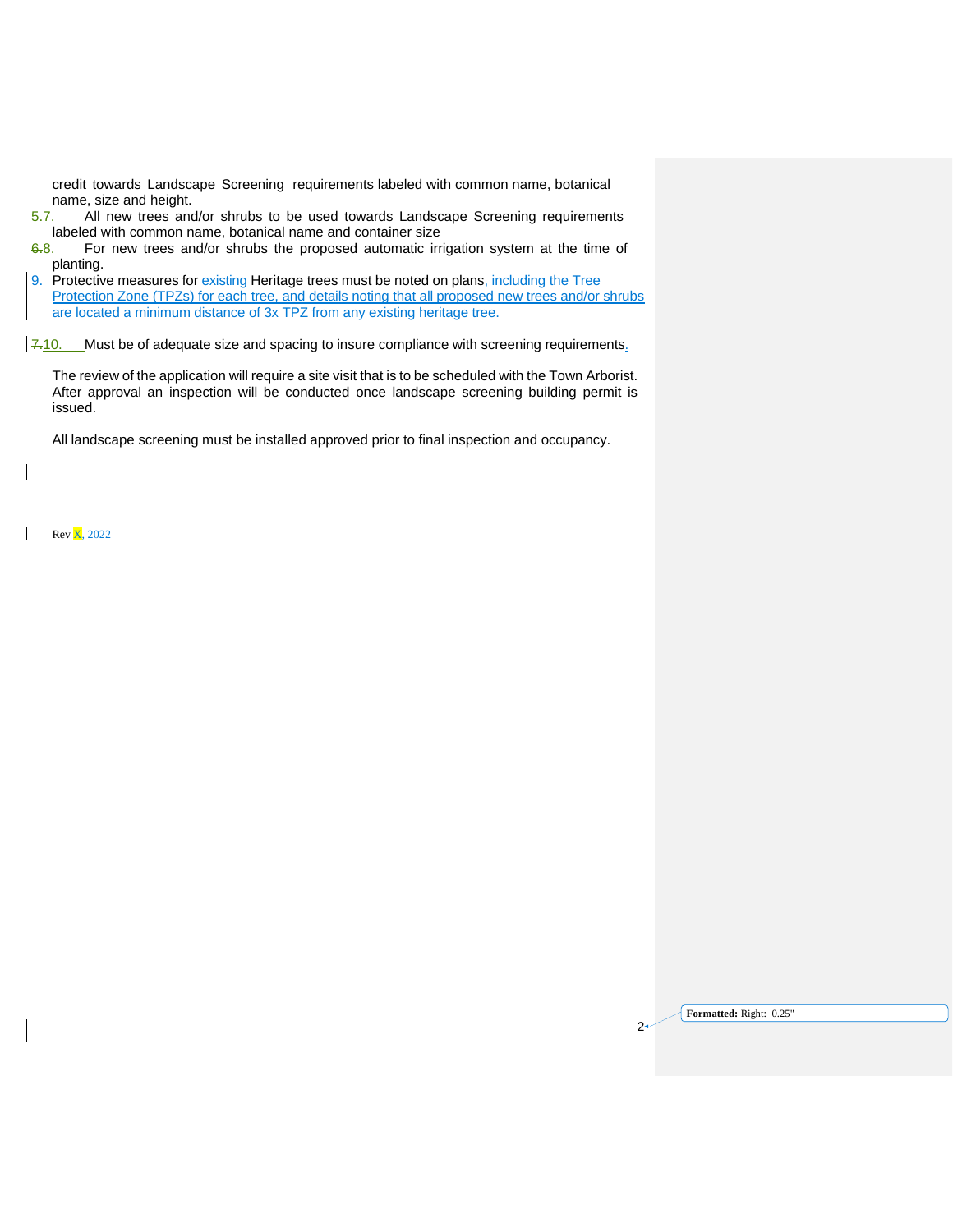credit towards Landscape Screening requirements labeled with common name, botanical name, size and height.

7. All new trees and/or shrubs to be used towards Landscape Screening requirements labeled with common name, botanical name and container size
8. For new trees and/or shrubs the proposed automatic irrigation system at the time of planting.
9. Protective measures for existing Heritage trees must be noted on plans, including the Tree Protection Zone (TPZs) for each tree, and details noting that all proposed new trees and/or shrubs are located a minimum distance of 3x TPZ from any existing heritage tree.
10. Must be of adequate size and spacing to insure compliance with screening requirements.

The review of the application will require a site visit that is to be scheduled with the Town Arborist. After approval an inspection will be conducted once landscape screening building permit is issued.

All landscape screening must be installed approved prior to final inspection and occupancy.

Rev X, 2022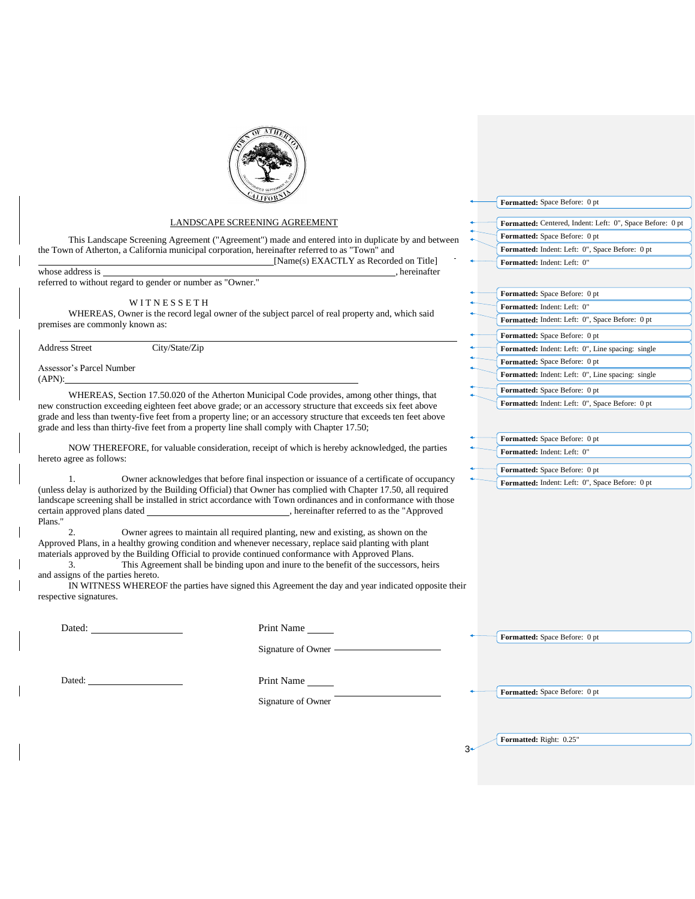LANDSCAPE SCREENING AGREEMENT

This Landscape Screening Agreement ("Agreement") made and entered into in duplicate by and between the Town of Atherton, a California municipal corporation, hereinafter referred to as "Town" and _________________________________________ [Name(s) EXACTLY as Recorded on Title] whose address is _____________________________________________, hereinafter referred to without regard to gender or number as "Owner."

W I T N E S S E T H

WHEREAS, Owner is the record legal owner of the subject parcel of real property and, which said premises are commonly known as:

_______________________________________________________________

Address Street City/State/Zip

Assessor's Parcel Number (APN): _____________________________________________

WHEREAS, Section 17.50.020 of the Atherton Municipal Code provides, among other things, that new construction exceeding eighteen feet above grade; or an accessory structure that exceeds six feet above grade and less than twenty-five feet from a property line; or an accessory structure that exceeds ten feet above grade and less than thirty-five feet from a property line shall comply with Chapter 17.50;

NOW THEREFORE, for valuable consideration, receipt of which is hereby acknowledged, the parties hereto agree as follows:

1. Owner acknowledges that before final inspection or issuance of a certificate of occupancy (unless delay is authorized by the Building Official) that Owner has complied with Chapter 17.50, all required landscape screening shall be installed in strict accordance with Town ordinances and in conformance with those certain approved plans dated _________________________, hereinafter referred to as the "Approved Plans."

2. Owner agrees to maintain all required planting, new and existing, as shown on the Approved Plans, in a healthy growing condition and whenever necessary, replace said planting with plant materials approved by the Building Official to provide continued conformance with Approved Plans.

3. This Agreement shall be binding upon and inure to the benefit of the successors, heirs and assigns of the parties hereto.

IN WITNESS WHEREOF the parties have signed this Agreement the day and year indicated opposite their respective signatures.

Dated: ____________________ Print Name _____

Signature of Owner ________________________

Dated: ____________________ Print Name _____

Signature of Owner ________________________